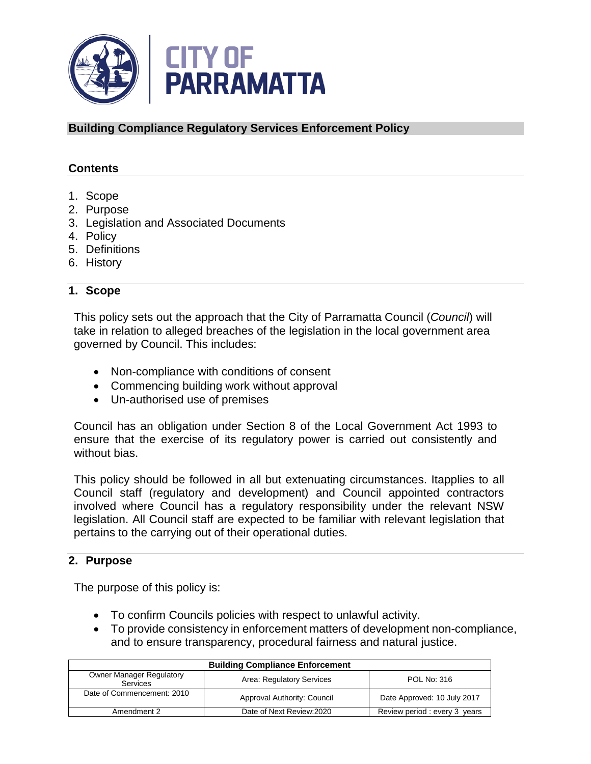CITY OF PARRAMATTA

# Building Compliance Regulatory Services Enforcement Policy

## Contents

1. Scope
2. Purpose
3. Legislation and Associated Documents
4. Policy
5. Definitions
6. History

## 1. Scope

This policy sets out the approach that the City of Parramatta Council (*Council*) will take in relation to alleged breaches of the legislation in the local government area governed by Council. This includes:

- Non-compliance with conditions of consent
- Commencing building work without approval
- Un-authorised use of premises

Council has an obligation under Section 8 of the Local Government Act 1993 to ensure that the exercise of its regulatory power is carried out consistently and without bias.

This policy should be followed in all but extenuating circumstances. Itapplies to all Council staff (regulatory and development) and Council appointed contractors involved where Council has a regulatory responsibility under the relevant NSW legislation. All Council staff are expected to be familiar with relevant legislation that pertains to the carrying out of their operational duties.

## 2. Purpose

The purpose of this policy is:

- To confirm Councils policies with respect to unlawful activity.
- To provide consistency in enforcement matters of development non-compliance, and to ensure transparency, procedural fairness and natural justice.

| Building Compliance Enforcement | | |
|---|---|---|
| Owner Manager Regulatory Services | Area: Regulatory Services | POL No: 316 |
| Date of Commencement: 2010 | Approval Authority: Council | Date Approved: 10 July 2017 |
| Amendment 2 | Date of Next Review:2020 | Review period : every 3 years |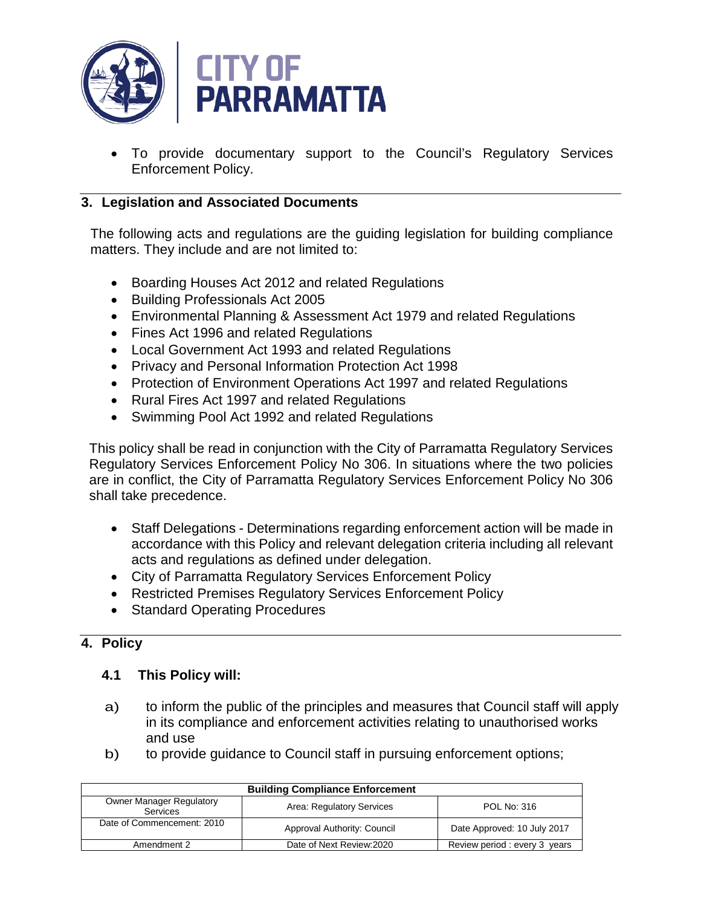- To provide documentary support to the Council's Regulatory Services Enforcement Policy.

## 3. Legislation and Associated Documents

The following acts and regulations are the guiding legislation for building compliance matters. They include and are not limited to:

- Boarding Houses Act 2012 and related Regulations
- Building Professionals Act 2005
- Environmental Planning & Assessment Act 1979 and related Regulations
- Fines Act 1996 and related Regulations
- Local Government Act 1993 and related Regulations
- Privacy and Personal Information Protection Act 1998
- Protection of Environment Operations Act 1997 and related Regulations
- Rural Fires Act 1997 and related Regulations
- Swimming Pool Act 1992 and related Regulations

This policy shall be read in conjunction with the City of Parramatta Regulatory Services Regulatory Services Enforcement Policy No 306. In situations where the two policies are in conflict, the City of Parramatta Regulatory Services Enforcement Policy No 306 shall take precedence.

- Staff Delegations - Determinations regarding enforcement action will be made in accordance with this Policy and relevant delegation criteria including all relevant acts and regulations as defined under delegation.
- City of Parramatta Regulatory Services Enforcement Policy
- Restricted Premises Regulatory Services Enforcement Policy
- Standard Operating Procedures

## 4. Policy

### 4.1 This Policy will:

a) to inform the public of the principles and measures that Council staff will apply in its compliance and enforcement activities relating to unauthorised works and use

b) to provide guidance to Council staff in pursuing enforcement options;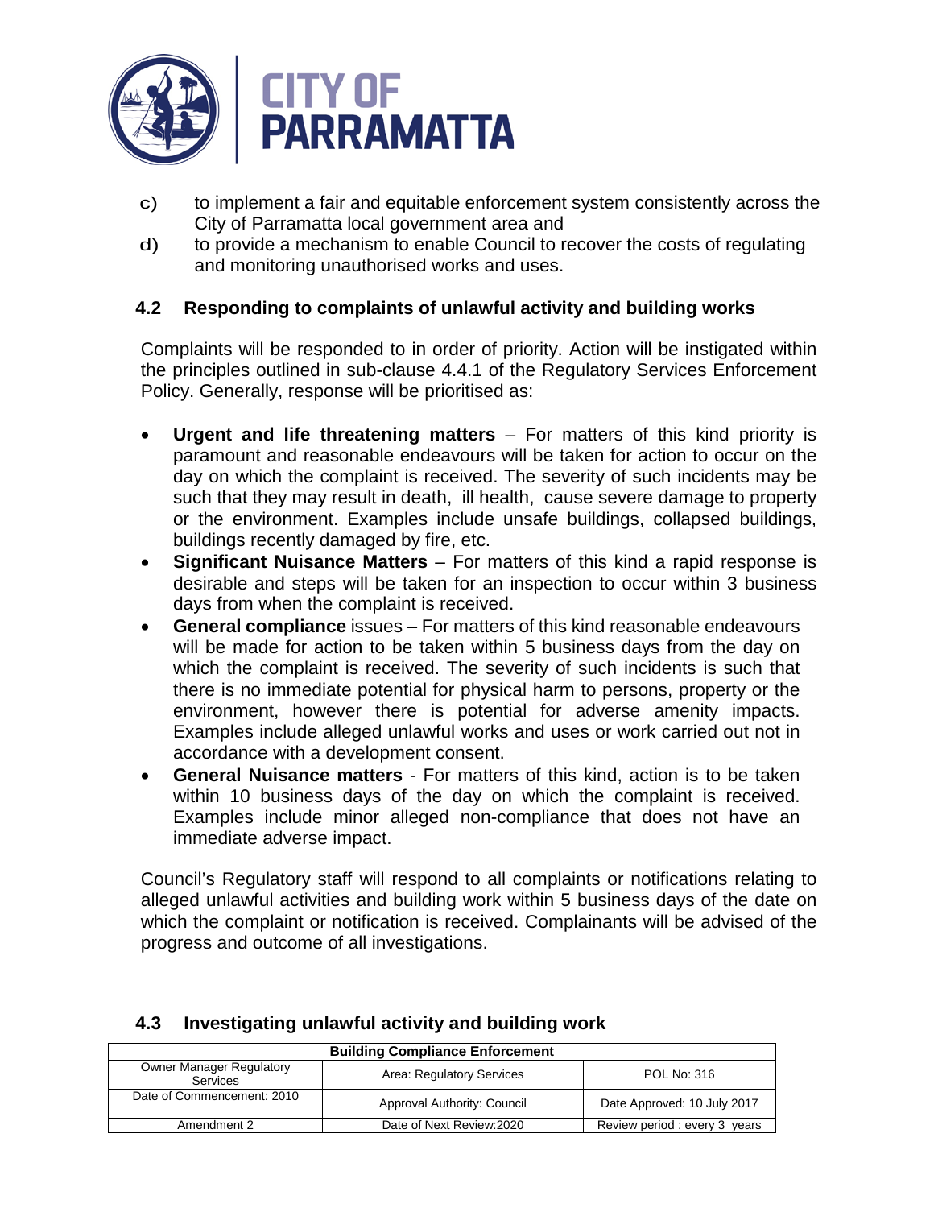c) to implement a fair and equitable enforcement system consistently across the City of Parramatta local government area and

d) to provide a mechanism to enable Council to recover the costs of regulating and monitoring unauthorised works and uses.

### 4.2 Responding to complaints of unlawful activity and building works

Complaints will be responded to in order of priority. Action will be instigated within the principles outlined in sub-clause 4.4.1 of the Regulatory Services Enforcement Policy. Generally, response will be prioritised as:

- **Urgent and life threatening matters** – For matters of this kind priority is paramount and reasonable endeavours will be taken for action to occur on the day on which the complaint is received. The severity of such incidents may be such that they may result in death, ill health, cause severe damage to property or the environment. Examples include unsafe buildings, collapsed buildings, buildings recently damaged by fire, etc.
- **Significant Nuisance Matters** – For matters of this kind a rapid response is desirable and steps will be taken for an inspection to occur within 3 business days from when the complaint is received.
- **General compliance** issues – For matters of this kind reasonable endeavours will be made for action to be taken within 5 business days from the day on which the complaint is received. The severity of such incidents is such that there is no immediate potential for physical harm to persons, property or the environment, however there is potential for adverse amenity impacts. Examples include alleged unlawful works and uses or work carried out not in accordance with a development consent.
- **General Nuisance matters** - For matters of this kind, action is to be taken within 10 business days of the day on which the complaint is received. Examples include minor alleged non-compliance that does not have an immediate adverse impact.

Council's Regulatory staff will respond to all complaints or notifications relating to alleged unlawful activities and building work within 5 business days of the date on which the complaint or notification is received. Complainants will be advised of the progress and outcome of all investigations.

### 4.3 Investigating unlawful activity and building work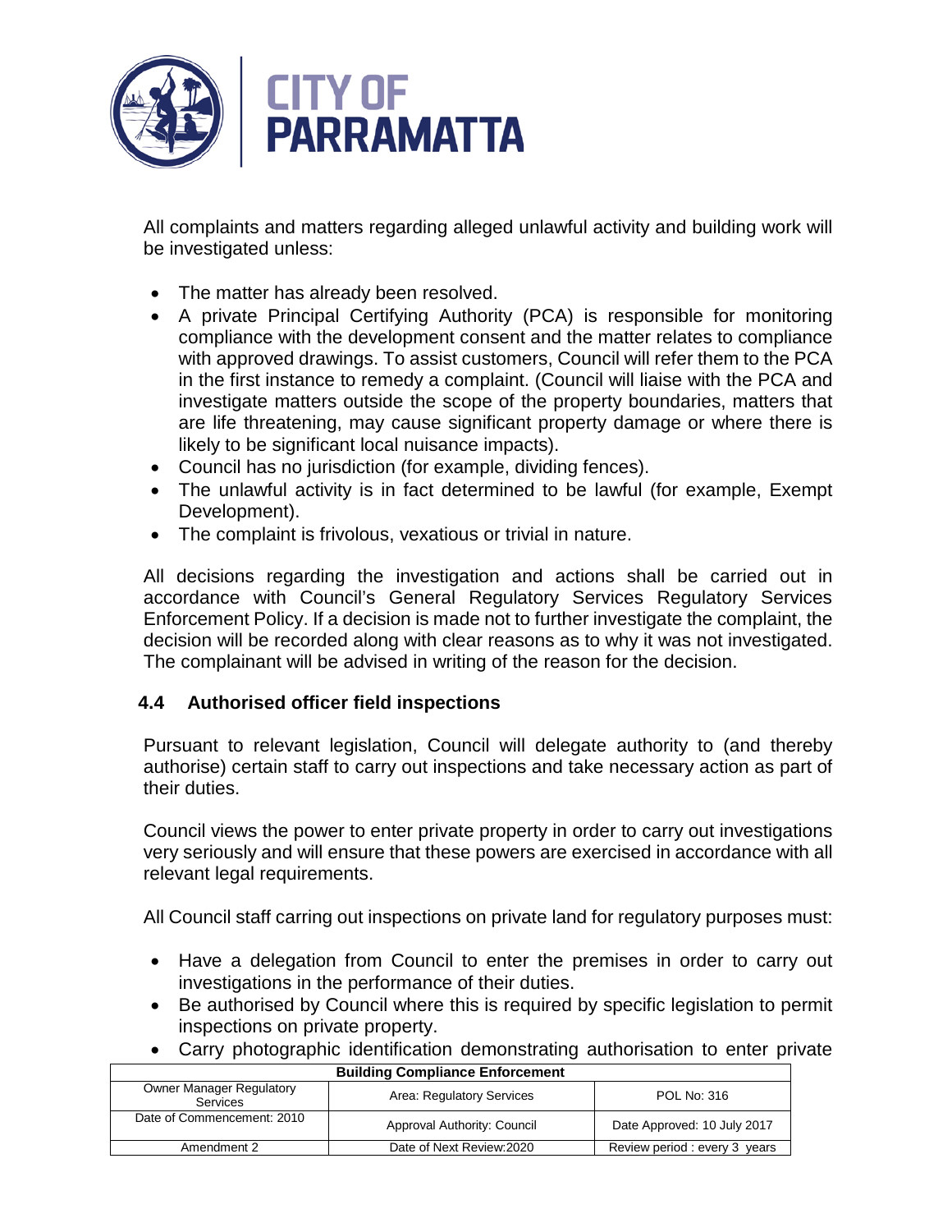All complaints and matters regarding alleged unlawful activity and building work will be investigated unless:

- The matter has already been resolved.
- A private Principal Certifying Authority (PCA) is responsible for monitoring compliance with the development consent and the matter relates to compliance with approved drawings. To assist customers, Council will refer them to the PCA in the first instance to remedy a complaint. (Council will liaise with the PCA and investigate matters outside the scope of the property boundaries, matters that are life threatening, may cause significant property damage or where there is likely to be significant local nuisance impacts).
- Council has no jurisdiction (for example, dividing fences).
- The unlawful activity is in fact determined to be lawful (for example, Exempt Development).
- The complaint is frivolous, vexatious or trivial in nature.

All decisions regarding the investigation and actions shall be carried out in accordance with Council's General Regulatory Services Regulatory Services Enforcement Policy. If a decision is made not to further investigate the complaint, the decision will be recorded along with clear reasons as to why it was not investigated. The complainant will be advised in writing of the reason for the decision.

### 4.4 Authorised officer field inspections

Pursuant to relevant legislation, Council will delegate authority to (and thereby authorise) certain staff to carry out inspections and take necessary action as part of their duties.

Council views the power to enter private property in order to carry out investigations very seriously and will ensure that these powers are exercised in accordance with all relevant legal requirements.

All Council staff carring out inspections on private land for regulatory purposes must:

- Have a delegation from Council to enter the premises in order to carry out investigations in the performance of their duties.
- Be authorised by Council where this is required by specific legislation to permit inspections on private property.
- Carry photographic identification demonstrating authorisation to enter private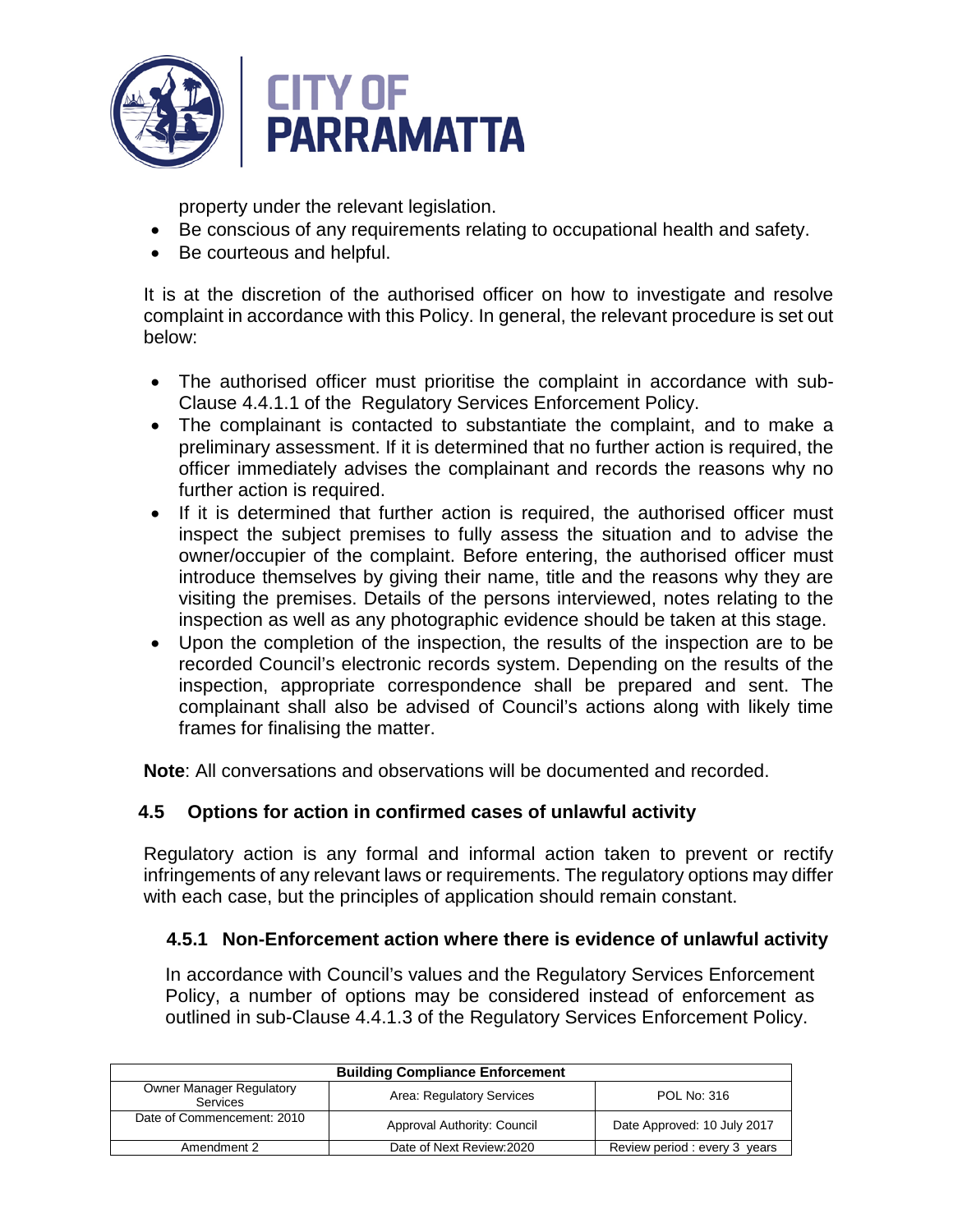property under the relevant legislation.

- Be conscious of any requirements relating to occupational health and safety.
- Be courteous and helpful.

It is at the discretion of the authorised officer on how to investigate and resolve complaint in accordance with this Policy. In general, the relevant procedure is set out below:

- The authorised officer must prioritise the complaint in accordance with sub-Clause 4.4.1.1 of the Regulatory Services Enforcement Policy.
- The complainant is contacted to substantiate the complaint, and to make a preliminary assessment. If it is determined that no further action is required, the officer immediately advises the complainant and records the reasons why no further action is required.
- If it is determined that further action is required, the authorised officer must inspect the subject premises to fully assess the situation and to advise the owner/occupier of the complaint. Before entering, the authorised officer must introduce themselves by giving their name, title and the reasons why they are visiting the premises. Details of the persons interviewed, notes relating to the inspection as well as any photographic evidence should be taken at this stage.
- Upon the completion of the inspection, the results of the inspection are to be recorded Council's electronic records system. Depending on the results of the inspection, appropriate correspondence shall be prepared and sent. The complainant shall also be advised of Council's actions along with likely time frames for finalising the matter.

**Note**: All conversations and observations will be documented and recorded.

## 4.5 Options for action in confirmed cases of unlawful activity

Regulatory action is any formal and informal action taken to prevent or rectify infringements of any relevant laws or requirements. The regulatory options may differ with each case, but the principles of application should remain constant.

### 4.5.1 Non-Enforcement action where there is evidence of unlawful activity

In accordance with Council's values and the Regulatory Services Enforcement Policy, a number of options may be considered instead of enforcement as outlined in sub-Clause 4.4.1.3 of the Regulatory Services Enforcement Policy.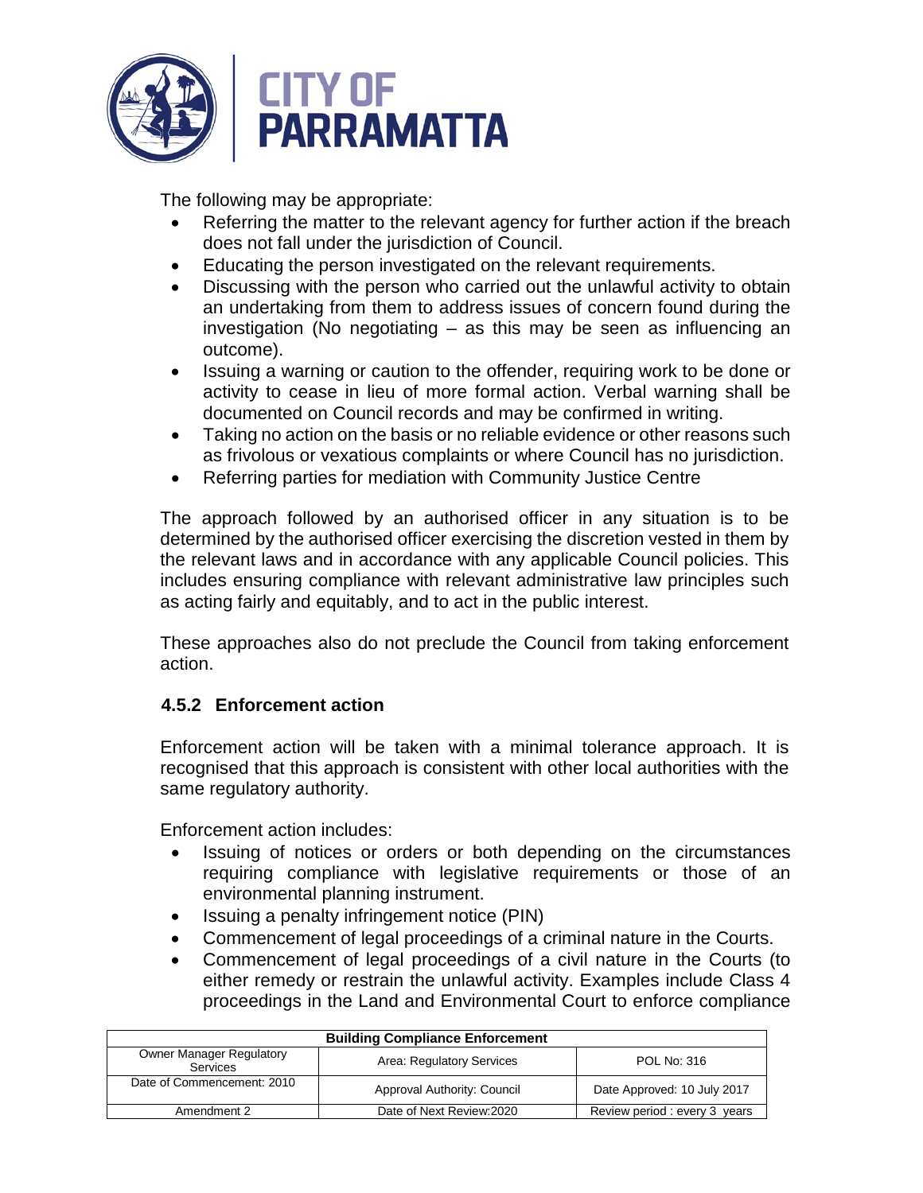The following may be appropriate:

- Referring the matter to the relevant agency for further action if the breach does not fall under the jurisdiction of Council.
- Educating the person investigated on the relevant requirements.
- Discussing with the person who carried out the unlawful activity to obtain an undertaking from them to address issues of concern found during the investigation (No negotiating – as this may be seen as influencing an outcome).
- Issuing a warning or caution to the offender, requiring work to be done or activity to cease in lieu of more formal action. Verbal warning shall be documented on Council records and may be confirmed in writing.
- Taking no action on the basis or no reliable evidence or other reasons such as frivolous or vexatious complaints or where Council has no jurisdiction.
- Referring parties for mediation with Community Justice Centre

The approach followed by an authorised officer in any situation is to be determined by the authorised officer exercising the discretion vested in them by the relevant laws and in accordance with any applicable Council policies. This includes ensuring compliance with relevant administrative law principles such as acting fairly and equitably, and to act in the public interest.

These approaches also do not preclude the Council from taking enforcement action.

### 4.5.2 Enforcement action

Enforcement action will be taken with a minimal tolerance approach. It is recognised that this approach is consistent with other local authorities with the same regulatory authority.

Enforcement action includes:

- Issuing of notices or orders or both depending on the circumstances requiring compliance with legislative requirements or those of an environmental planning instrument.
- Issuing a penalty infringement notice (PIN)
- Commencement of legal proceedings of a criminal nature in the Courts.
- Commencement of legal proceedings of a civil nature in the Courts (to either remedy or restrain the unlawful activity. Examples include Class 4 proceedings in the Land and Environmental Court to enforce compliance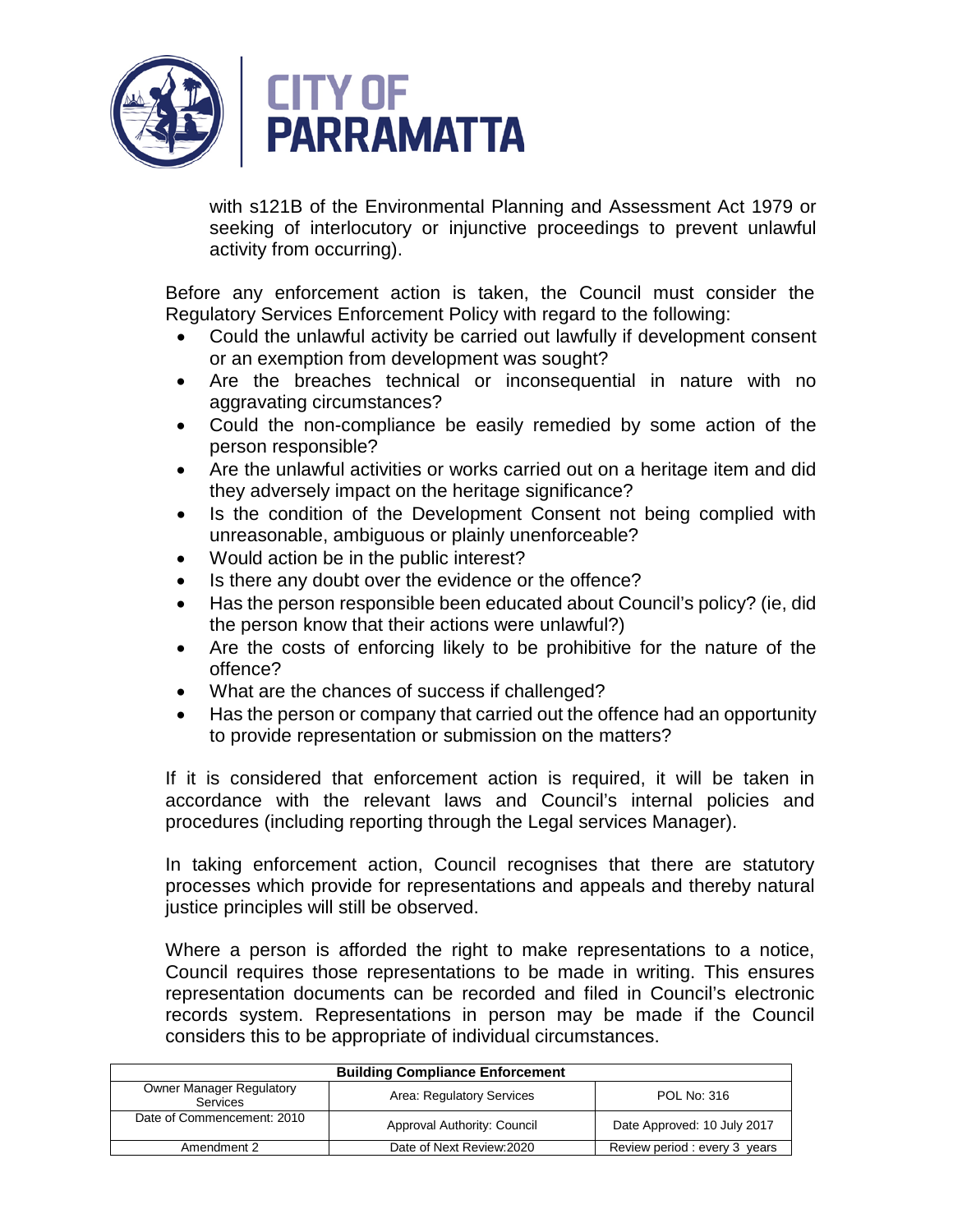with s121B of the Environmental Planning and Assessment Act 1979 or seeking of interlocutory or injunctive proceedings to prevent unlawful activity from occurring).

Before any enforcement action is taken, the Council must consider the Regulatory Services Enforcement Policy with regard to the following:

- Could the unlawful activity be carried out lawfully if development consent or an exemption from development was sought?
- Are the breaches technical or inconsequential in nature with no aggravating circumstances?
- Could the non-compliance be easily remedied by some action of the person responsible?
- Are the unlawful activities or works carried out on a heritage item and did they adversely impact on the heritage significance?
- Is the condition of the Development Consent not being complied with unreasonable, ambiguous or plainly unenforceable?
- Would action be in the public interest?
- Is there any doubt over the evidence or the offence?
- Has the person responsible been educated about Council's policy? (ie, did the person know that their actions were unlawful?)
- Are the costs of enforcing likely to be prohibitive for the nature of the offence?
- What are the chances of success if challenged?
- Has the person or company that carried out the offence had an opportunity to provide representation or submission on the matters?

If it is considered that enforcement action is required, it will be taken in accordance with the relevant laws and Council's internal policies and procedures (including reporting through the Legal services Manager).

In taking enforcement action, Council recognises that there are statutory processes which provide for representations and appeals and thereby natural justice principles will still be observed.

Where a person is afforded the right to make representations to a notice, Council requires those representations to be made in writing. This ensures representation documents can be recorded and filed in Council's electronic records system. Representations in person may be made if the Council considers this to be appropriate of individual circumstances.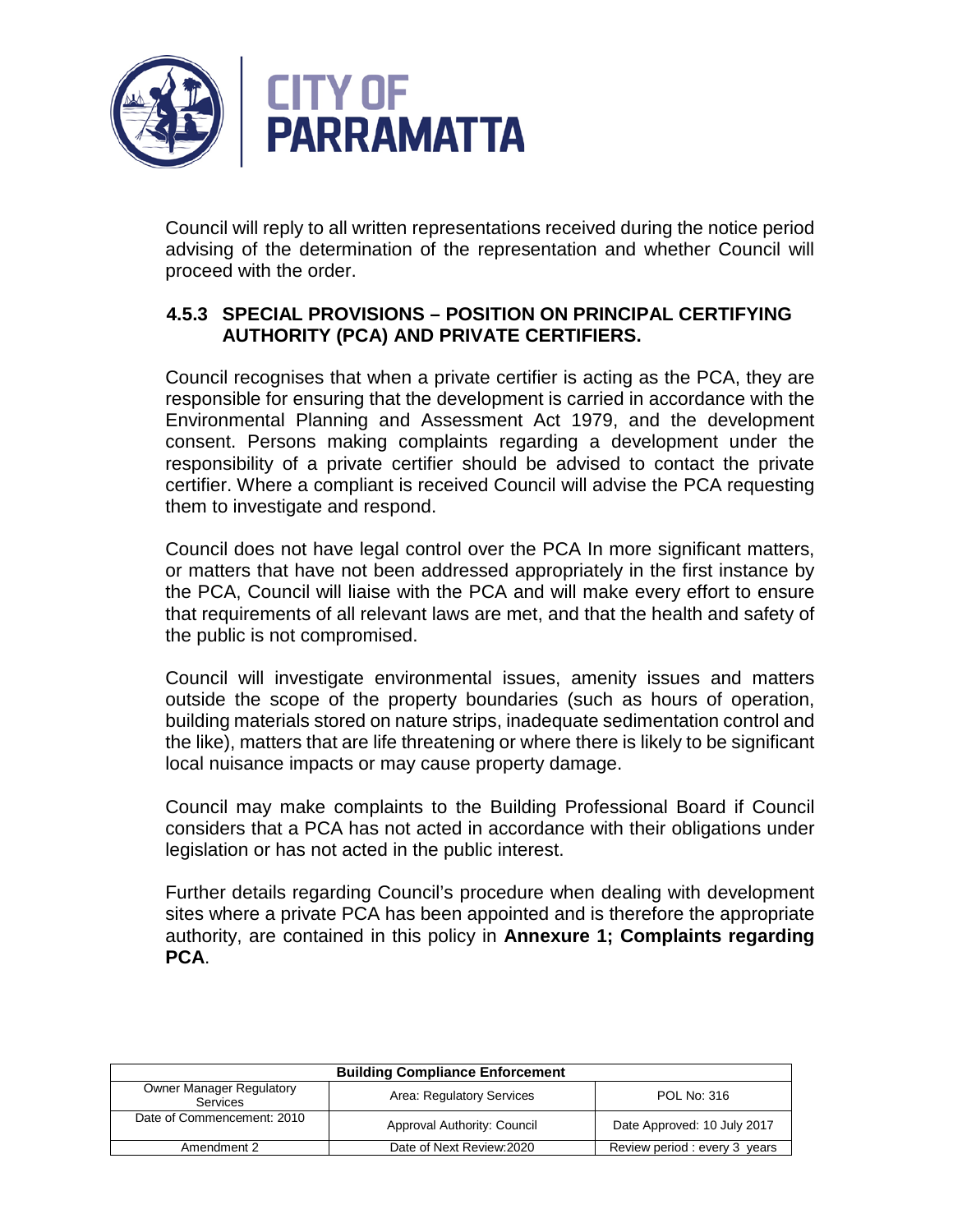Council will reply to all written representations received during the notice period advising of the determination of the representation and whether Council will proceed with the order.

### 4.5.3 SPECIAL PROVISIONS – POSITION ON PRINCIPAL CERTIFYING AUTHORITY (PCA) AND PRIVATE CERTIFIERS.

Council recognises that when a private certifier is acting as the PCA, they are responsible for ensuring that the development is carried in accordance with the Environmental Planning and Assessment Act 1979, and the development consent. Persons making complaints regarding a development under the responsibility of a private certifier should be advised to contact the private certifier. Where a compliant is received Council will advise the PCA requesting them to investigate and respond.

Council does not have legal control over the PCA In more significant matters, or matters that have not been addressed appropriately in the first instance by the PCA, Council will liaise with the PCA and will make every effort to ensure that requirements of all relevant laws are met, and that the health and safety of the public is not compromised.

Council will investigate environmental issues, amenity issues and matters outside the scope of the property boundaries (such as hours of operation, building materials stored on nature strips, inadequate sedimentation control and the like), matters that are life threatening or where there is likely to be significant local nuisance impacts or may cause property damage.

Council may make complaints to the Building Professional Board if Council considers that a PCA has not acted in accordance with their obligations under legislation or has not acted in the public interest.

Further details regarding Council's procedure when dealing with development sites where a private PCA has been appointed and is therefore the appropriate authority, are contained in this policy in **Annexure 1; Complaints regarding PCA**.

| Building Compliance Enforcement | | |
|---|---|---|
| Owner Manager Regulatory Services | Area: Regulatory Services | POL No: 316 |
| Date of Commencement: 2010 | Approval Authority: Council | Date Approved: 10 July 2017 |
| Amendment 2 | Date of Next Review:2020 | Review period : every 3 years |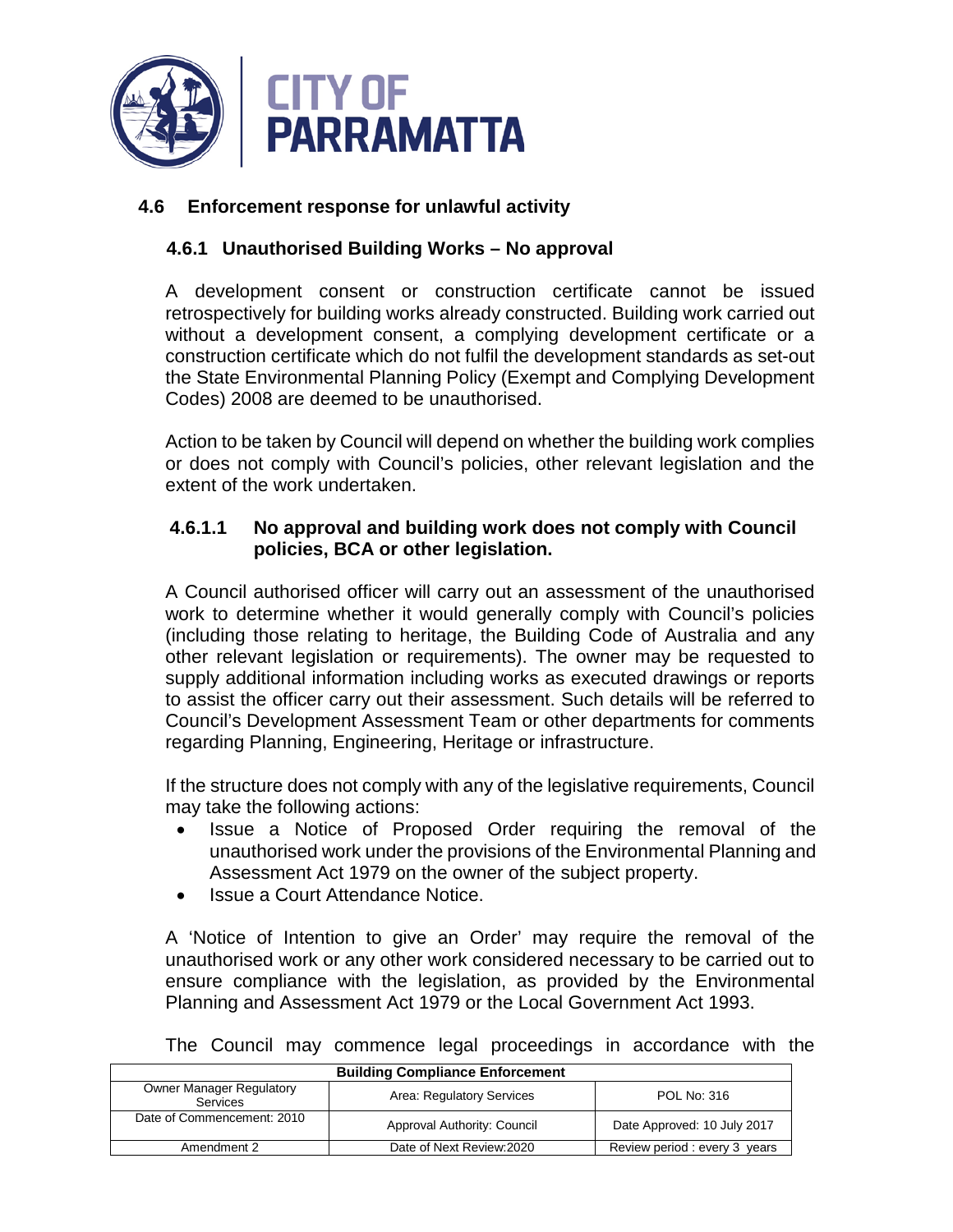## 4.6 Enforcement response for unlawful activity

### 4.6.1 Unauthorised Building Works – No approval

A development consent or construction certificate cannot be issued retrospectively for building works already constructed. Building work carried out without a development consent, a complying development certificate or a construction certificate which do not fulfil the development standards as set-out the State Environmental Planning Policy (Exempt and Complying Development Codes) 2008 are deemed to be unauthorised.

Action to be taken by Council will depend on whether the building work complies or does not comply with Council's policies, other relevant legislation and the extent of the work undertaken.

#### 4.6.1.1 No approval and building work does not comply with Council policies, BCA or other legislation.

A Council authorised officer will carry out an assessment of the unauthorised work to determine whether it would generally comply with Council's policies (including those relating to heritage, the Building Code of Australia and any other relevant legislation or requirements). The owner may be requested to supply additional information including works as executed drawings or reports to assist the officer carry out their assessment. Such details will be referred to Council's Development Assessment Team or other departments for comments regarding Planning, Engineering, Heritage or infrastructure.

If the structure does not comply with any of the legislative requirements, Council may take the following actions:

- Issue a Notice of Proposed Order requiring the removal of the unauthorised work under the provisions of the Environmental Planning and Assessment Act 1979 on the owner of the subject property.
- Issue a Court Attendance Notice.

A 'Notice of Intention to give an Order' may require the removal of the unauthorised work or any other work considered necessary to be carried out to ensure compliance with the legislation, as provided by the Environmental Planning and Assessment Act 1979 or the Local Government Act 1993.

The Council may commence legal proceedings in accordance with the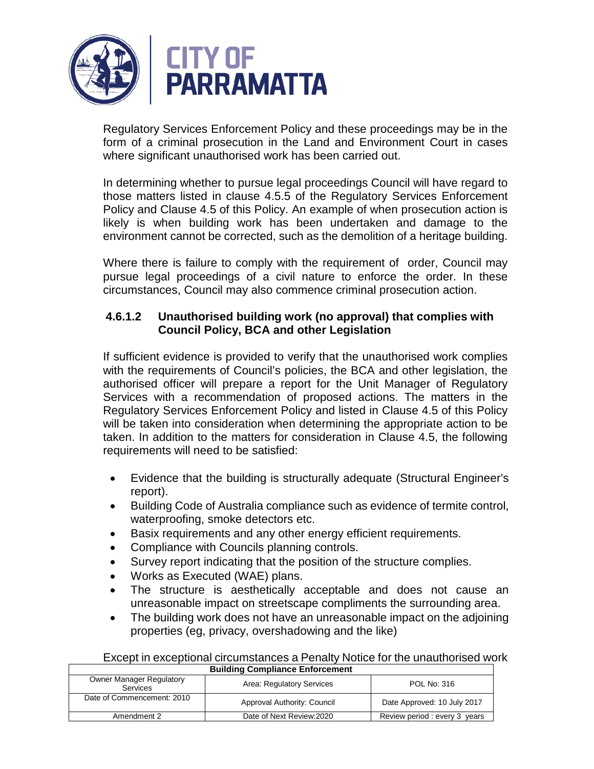Regulatory Services Enforcement Policy and these proceedings may be in the form of a criminal prosecution in the Land and Environment Court in cases where significant unauthorised work has been carried out.

In determining whether to pursue legal proceedings Council will have regard to those matters listed in clause 4.5.5 of the Regulatory Services Enforcement Policy and Clause 4.5 of this Policy. An example of when prosecution action is likely is when building work has been undertaken and damage to the environment cannot be corrected, such as the demolition of a heritage building.

Where there is failure to comply with the requirement of order, Council may pursue legal proceedings of a civil nature to enforce the order. In these circumstances, Council may also commence criminal prosecution action.

#### 4.6.1.2 Unauthorised building work (no approval) that complies with Council Policy, BCA and other Legislation

If sufficient evidence is provided to verify that the unauthorised work complies with the requirements of Council's policies, the BCA and other legislation, the authorised officer will prepare a report for the Unit Manager of Regulatory Services with a recommendation of proposed actions. The matters in the Regulatory Services Enforcement Policy and listed in Clause 4.5 of this Policy will be taken into consideration when determining the appropriate action to be taken. In addition to the matters for consideration in Clause 4.5, the following requirements will need to be satisfied:

- Evidence that the building is structurally adequate (Structural Engineer's report).
- Building Code of Australia compliance such as evidence of termite control, waterproofing, smoke detectors etc.
- Basix requirements and any other energy efficient requirements.
- Compliance with Councils planning controls.
- Survey report indicating that the position of the structure complies.
- Works as Executed (WAE) plans.
- The structure is aesthetically acceptable and does not cause an unreasonable impact on streetscape compliments the surrounding area.
- The building work does not have an unreasonable impact on the adjoining properties (eg, privacy, overshadowing and the like)

Except in exceptional circumstances a Penalty Notice for the unauthorised work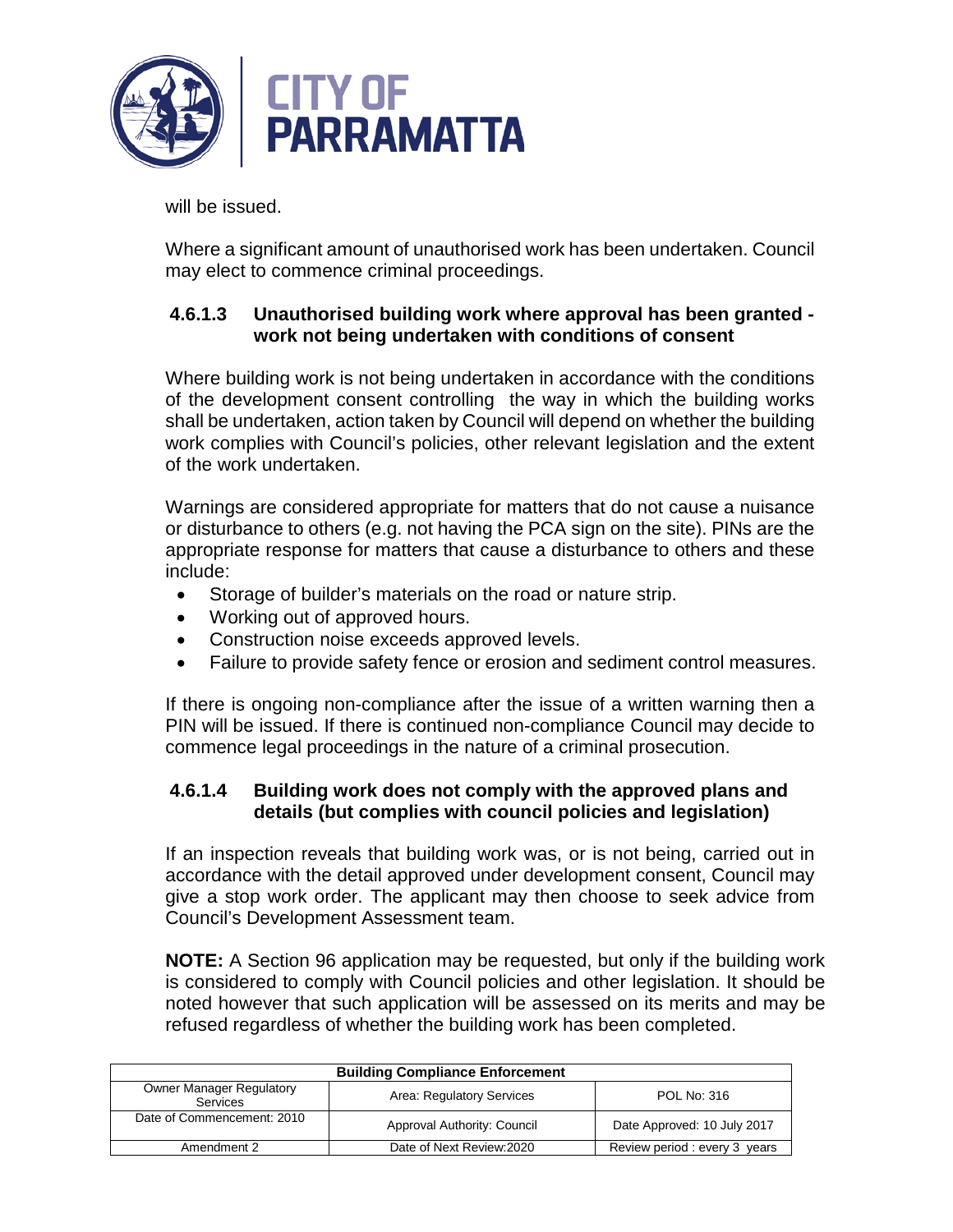will be issued.

Where a significant amount of unauthorised work has been undertaken. Council may elect to commence criminal proceedings.

#### 4.6.1.3 Unauthorised building work where approval has been granted - work not being undertaken with conditions of consent

Where building work is not being undertaken in accordance with the conditions of the development consent controlling the way in which the building works shall be undertaken, action taken by Council will depend on whether the building work complies with Council's policies, other relevant legislation and the extent of the work undertaken.

Warnings are considered appropriate for matters that do not cause a nuisance or disturbance to others (e.g. not having the PCA sign on the site). PINs are the appropriate response for matters that cause a disturbance to others and these include:

- Storage of builder's materials on the road or nature strip.
- Working out of approved hours.
- Construction noise exceeds approved levels.
- Failure to provide safety fence or erosion and sediment control measures.

If there is ongoing non-compliance after the issue of a written warning then a PIN will be issued. If there is continued non-compliance Council may decide to commence legal proceedings in the nature of a criminal prosecution.

#### 4.6.1.4 Building work does not comply with the approved plans and details (but complies with council policies and legislation)

If an inspection reveals that building work was, or is not being, carried out in accordance with the detail approved under development consent, Council may give a stop work order. The applicant may then choose to seek advice from Council's Development Assessment team.

**NOTE:** A Section 96 application may be requested, but only if the building work is considered to comply with Council policies and other legislation. It should be noted however that such application will be assessed on its merits and may be refused regardless of whether the building work has been completed.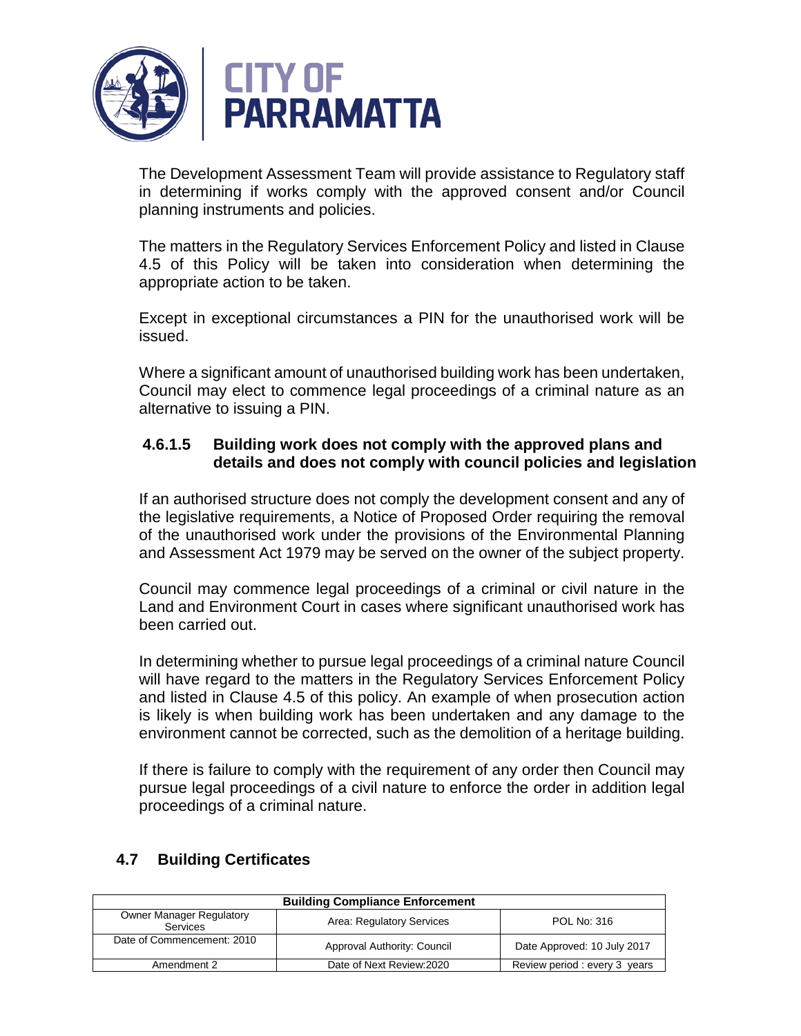The Development Assessment Team will provide assistance to Regulatory staff in determining if works comply with the approved consent and/or Council planning instruments and policies.

The matters in the Regulatory Services Enforcement Policy and listed in Clause 4.5 of this Policy will be taken into consideration when determining the appropriate action to be taken.

Except in exceptional circumstances a PIN for the unauthorised work will be issued.

Where a significant amount of unauthorised building work has been undertaken, Council may elect to commence legal proceedings of a criminal nature as an alternative to issuing a PIN.

#### 4.6.1.5 Building work does not comply with the approved plans and details and does not comply with council policies and legislation

If an authorised structure does not comply the development consent and any of the legislative requirements, a Notice of Proposed Order requiring the removal of the unauthorised work under the provisions of the Environmental Planning and Assessment Act 1979 may be served on the owner of the subject property.

Council may commence legal proceedings of a criminal or civil nature in the Land and Environment Court in cases where significant unauthorised work has been carried out.

In determining whether to pursue legal proceedings of a criminal nature Council will have regard to the matters in the Regulatory Services Enforcement Policy and listed in Clause 4.5 of this policy. An example of when prosecution action is likely is when building work has been undertaken and any damage to the environment cannot be corrected, such as the demolition of a heritage building.

If there is failure to comply with the requirement of any order then Council may pursue legal proceedings of a civil nature to enforce the order in addition legal proceedings of a criminal nature.

## 4.7 Building Certificates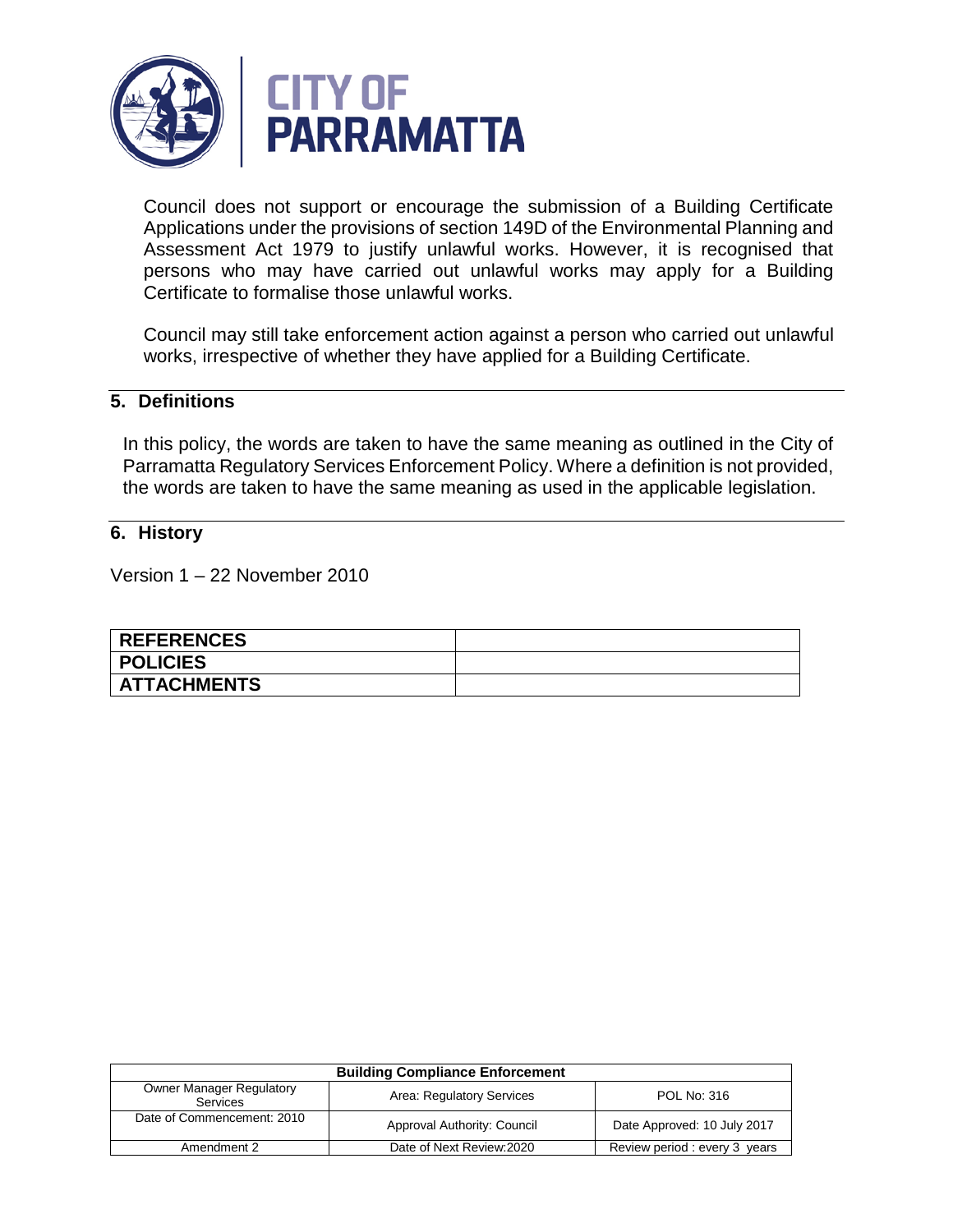Council does not support or encourage the submission of a Building Certificate Applications under the provisions of section 149D of the Environmental Planning and Assessment Act 1979 to justify unlawful works. However, it is recognised that persons who may have carried out unlawful works may apply for a Building Certificate to formalise those unlawful works.

Council may still take enforcement action against a person who carried out unlawful works, irrespective of whether they have applied for a Building Certificate.

## 5. Definitions

In this policy, the words are taken to have the same meaning as outlined in the City of Parramatta Regulatory Services Enforcement Policy. Where a definition is not provided, the words are taken to have the same meaning as used in the applicable legislation.

## 6. History

Version 1 – 22 November 2010

| | |
|---|---|
| **REFERENCES** | |
| **POLICIES** | |
| **ATTACHMENTS** | |

| Building Compliance Enforcement | | |
|---|---|---|
| Owner Manager Regulatory Services | Area: Regulatory Services | POL No: 316 |
| Date of Commencement: 2010 | Approval Authority: Council | Date Approved: 10 July 2017 |
| Amendment 2 | Date of Next Review:2020 | Review period : every 3 years |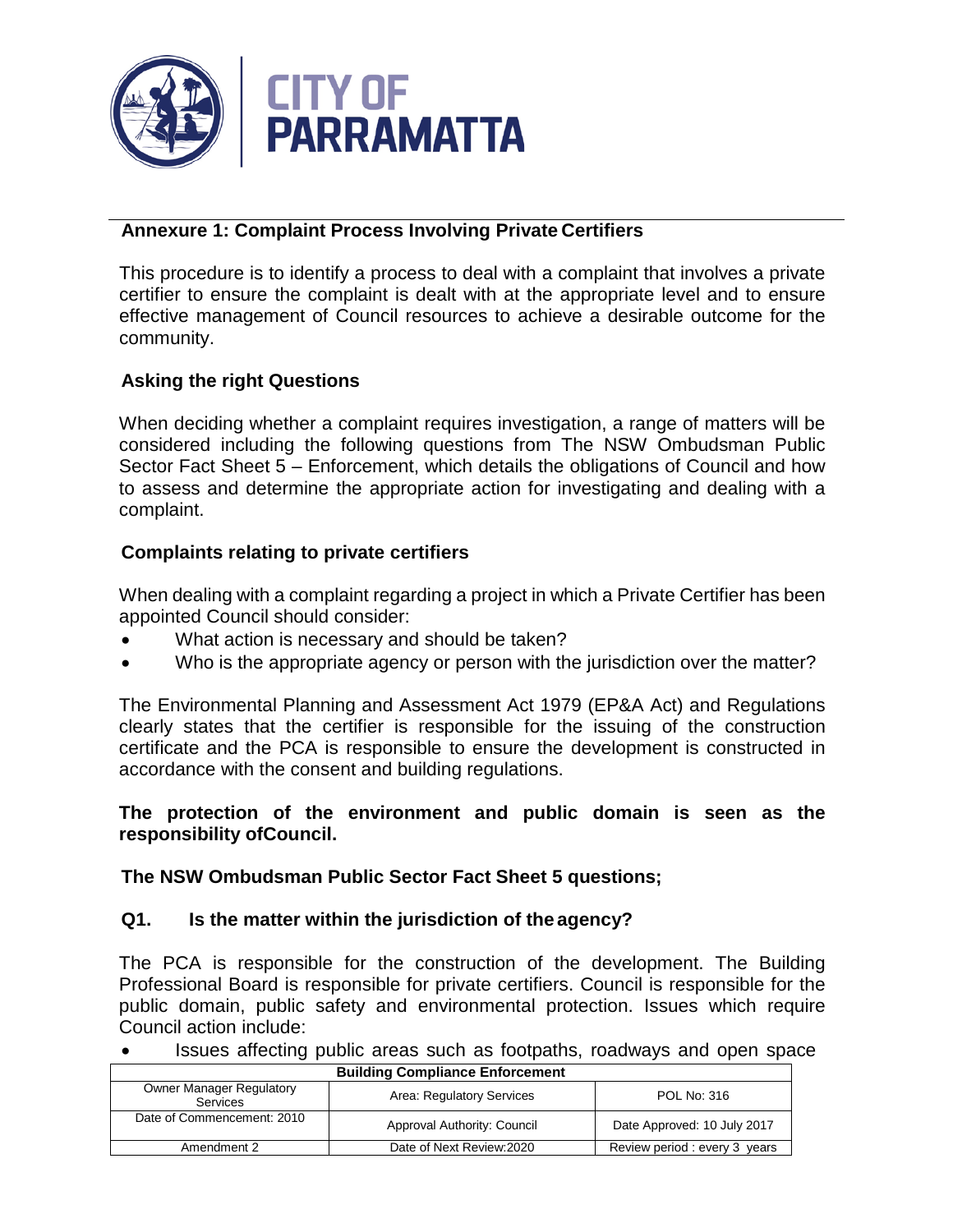## Annexure 1: Complaint Process Involving Private Certifiers

This procedure is to identify a process to deal with a complaint that involves a private certifier to ensure the complaint is dealt with at the appropriate level and to ensure effective management of Council resources to achieve a desirable outcome for the community.

### Asking the right Questions

When deciding whether a complaint requires investigation, a range of matters will be considered including the following questions from The NSW Ombudsman Public Sector Fact Sheet 5 – Enforcement, which details the obligations of Council and how to assess and determine the appropriate action for investigating and dealing with a complaint.

### Complaints relating to private certifiers

When dealing with a complaint regarding a project in which a Private Certifier has been appointed Council should consider:

- What action is necessary and should be taken?
- Who is the appropriate agency or person with the jurisdiction over the matter?

The Environmental Planning and Assessment Act 1979 (EP&A Act) and Regulations clearly states that the certifier is responsible for the issuing of the construction certificate and the PCA is responsible to ensure the development is constructed in accordance with the consent and building regulations.

**The protection of the environment and public domain is seen as the responsibility ofCouncil.**

### The NSW Ombudsman Public Sector Fact Sheet 5 questions;

### Q1. Is the matter within the jurisdiction of the agency?

The PCA is responsible for the construction of the development. The Building Professional Board is responsible for private certifiers. Council is responsible for the public domain, public safety and environmental protection. Issues which require Council action include:

- Issues affecting public areas such as footpaths, roadways and open space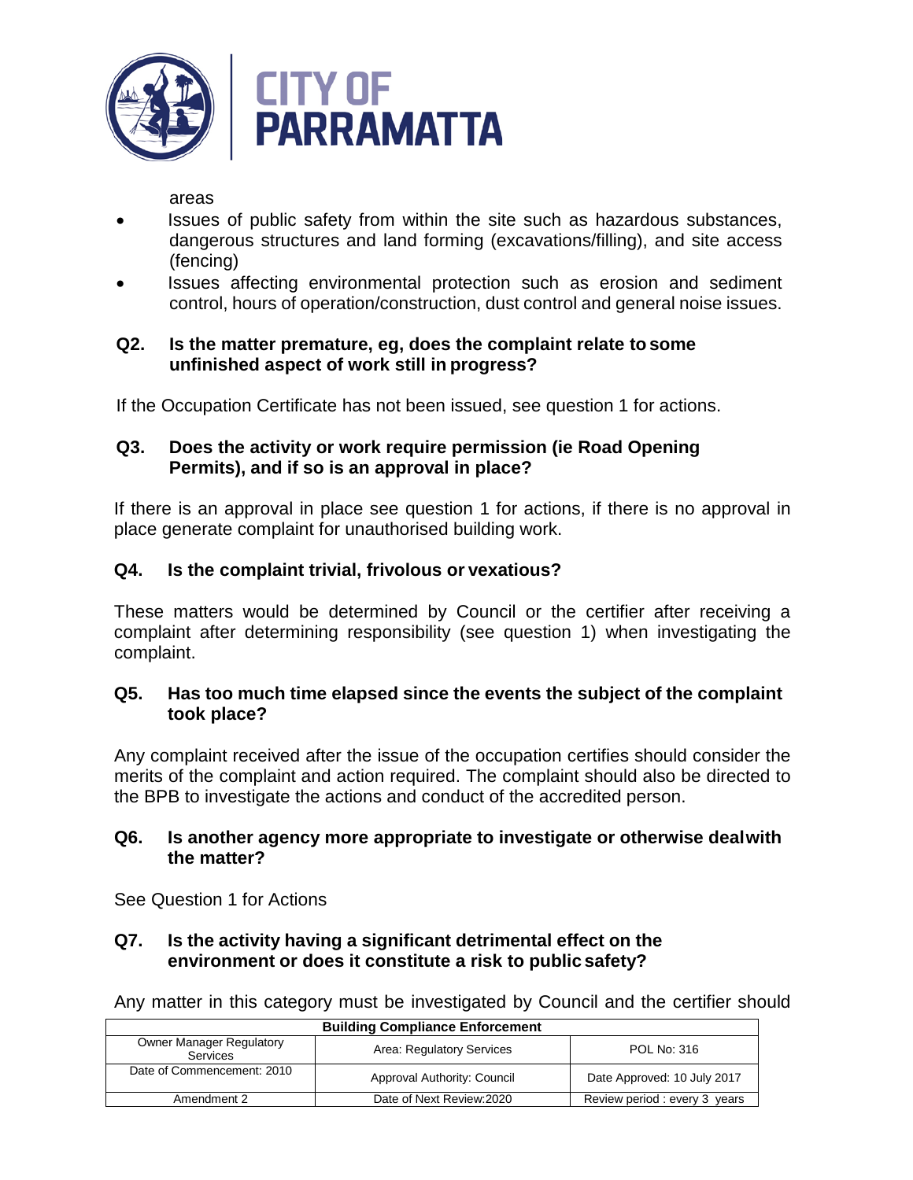areas

- Issues of public safety from within the site such as hazardous substances, dangerous structures and land forming (excavations/filling), and site access (fencing)
- Issues affecting environmental protection such as erosion and sediment control, hours of operation/construction, dust control and general noise issues.

**Q2. Is the matter premature, eg, does the complaint relate to some unfinished aspect of work still in progress?**

If the Occupation Certificate has not been issued, see question 1 for actions.

**Q3. Does the activity or work require permission (ie Road Opening Permits), and if so is an approval in place?**

If there is an approval in place see question 1 for actions, if there is no approval in place generate complaint for unauthorised building work.

**Q4. Is the complaint trivial, frivolous or vexatious?**

These matters would be determined by Council or the certifier after receiving a complaint after determining responsibility (see question 1) when investigating the complaint.

**Q5. Has too much time elapsed since the events the subject of the complaint took place?**

Any complaint received after the issue of the occupation certifies should consider the merits of the complaint and action required. The complaint should also be directed to the BPB to investigate the actions and conduct of the accredited person.

**Q6. Is another agency more appropriate to investigate or otherwise deal with the matter?**

See Question 1 for Actions

**Q7. Is the activity having a significant detrimental effect on the environment or does it constitute a risk to public safety?**

Any matter in this category must be investigated by Council and the certifier should

| Building Compliance Enforcement | | |
|---|---|---|
| Owner Manager Regulatory Services | Area: Regulatory Services | POL No: 316 |
| Date of Commencement: 2010 | Approval Authority: Council | Date Approved: 10 July 2017 |
| Amendment 2 | Date of Next Review:2020 | Review period : every 3 years |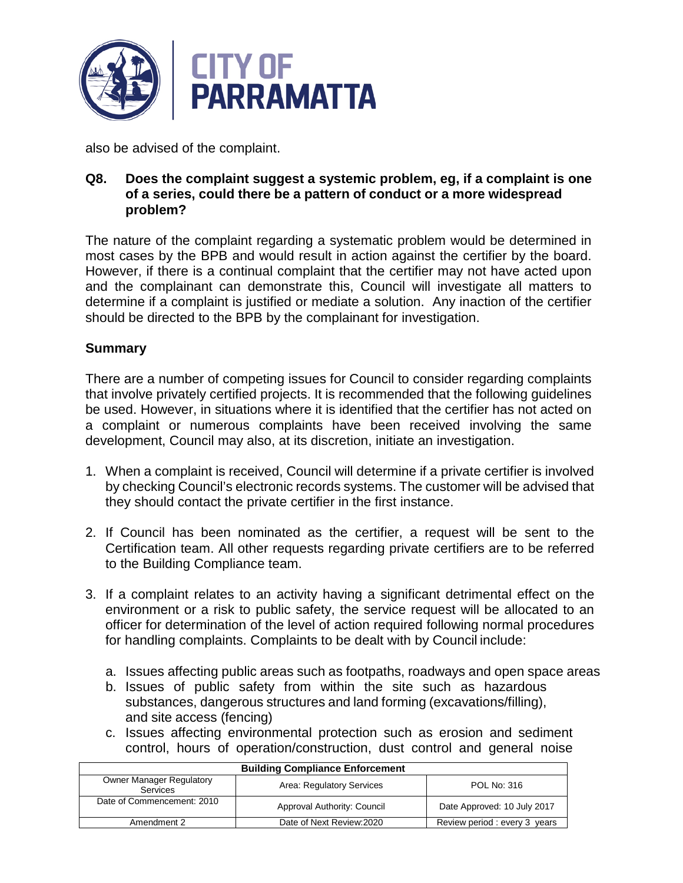also be advised of the complaint.

**Q8. Does the complaint suggest a systemic problem, eg, if a complaint is one of a series, could there be a pattern of conduct or a more widespread problem?**

The nature of the complaint regarding a systematic problem would be determined in most cases by the BPB and would result in action against the certifier by the board. However, if there is a continual complaint that the certifier may not have acted upon and the complainant can demonstrate this, Council will investigate all matters to determine if a complaint is justified or mediate a solution. Any inaction of the certifier should be directed to the BPB by the complainant for investigation.

### Summary

There are a number of competing issues for Council to consider regarding complaints that involve privately certified projects. It is recommended that the following guidelines be used. However, in situations where it is identified that the certifier has not acted on a complaint or numerous complaints have been received involving the same development, Council may also, at its discretion, initiate an investigation.

1. When a complaint is received, Council will determine if a private certifier is involved by checking Council's electronic records systems. The customer will be advised that they should contact the private certifier in the first instance.

2. If Council has been nominated as the certifier, a request will be sent to the Certification team. All other requests regarding private certifiers are to be referred to the Building Compliance team.

3. If a complaint relates to an activity having a significant detrimental effect on the environment or a risk to public safety, the service request will be allocated to an officer for determination of the level of action required following normal procedures for handling complaints. Complaints to be dealt with by Council include:

   a. Issues affecting public areas such as footpaths, roadways and open space areas
   b. Issues of public safety from within the site such as hazardous substances, dangerous structures and land forming (excavations/filling), and site access (fencing)
   c. Issues affecting environmental protection such as erosion and sediment control, hours of operation/construction, dust control and general noise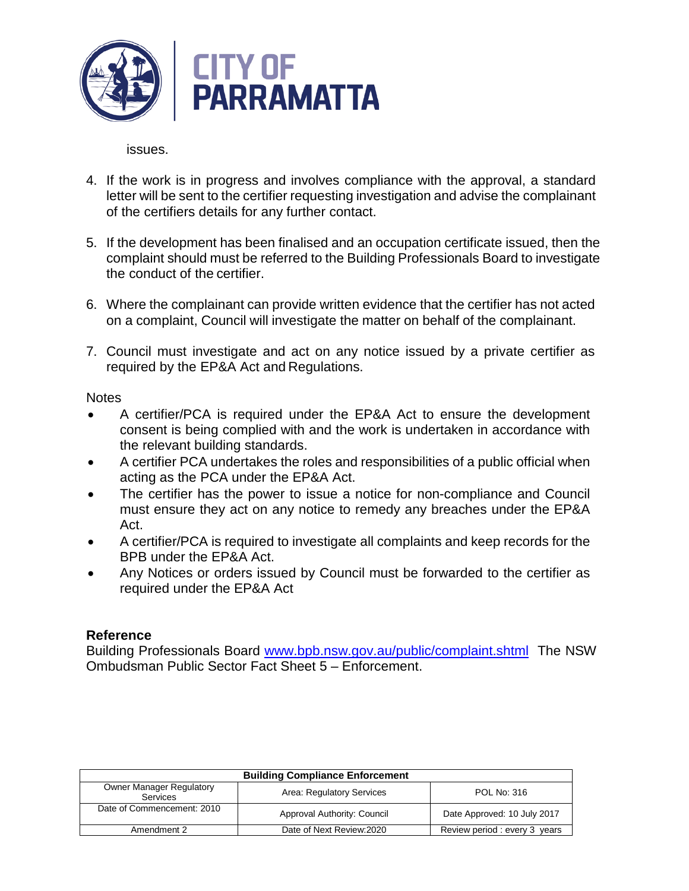issues.

4. If the work is in progress and involves compliance with the approval, a standard letter will be sent to the certifier requesting investigation and advise the complainant of the certifiers details for any further contact.

5. If the development has been finalised and an occupation certificate issued, then the complaint should must be referred to the Building Professionals Board to investigate the conduct of the certifier.

6. Where the complainant can provide written evidence that the certifier has not acted on a complaint, Council will investigate the matter on behalf of the complainant.

7. Council must investigate and act on any notice issued by a private certifier as required by the EP&A Act and Regulations.

Notes

- A certifier/PCA is required under the EP&A Act to ensure the development consent is being complied with and the work is undertaken in accordance with the relevant building standards.
- A certifier PCA undertakes the roles and responsibilities of a public official when acting as the PCA under the EP&A Act.
- The certifier has the power to issue a notice for non-compliance and Council must ensure they act on any notice to remedy any breaches under the EP&A Act.
- A certifier/PCA is required to investigate all complaints and keep records for the BPB under the EP&A Act.
- Any Notices or orders issued by Council must be forwarded to the certifier as required under the EP&A Act

### Reference

Building Professionals Board [www.bpb.nsw.gov.au/public/complaint.shtml](http://www.bpb.nsw.gov.au/public/complaint.shtml) The NSW Ombudsman Public Sector Fact Sheet 5 – Enforcement.

| Building Compliance Enforcement | | |
|---|---|---|
| Owner Manager Regulatory Services | Area: Regulatory Services | POL No: 316 |
| Date of Commencement: 2010 | Approval Authority: Council | Date Approved: 10 July 2017 |
| Amendment 2 | Date of Next Review:2020 | Review period : every 3 years |